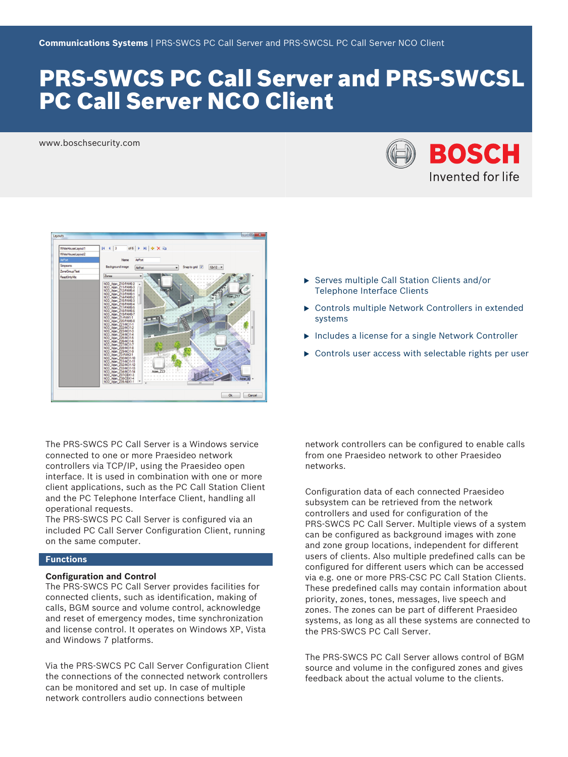Communications Systems | PRS-SWCS PC Call Server and PRS-SWCSL PC Call Server NCO Client

# PRS-SWCS PC Call Server and PRS-SWCSL PC Call Server NCO Client

www.boschsecurity.com

- Serves multiple Call Station Clients and/or Telephone Interface Clients
- Controls multiple Network Controllers in extended systems
- Includes a license for a single Network Controller
- Controls user access with selectable rights per user

The PRS-SWCS PC Call Server is a Windows service connected to one or more Praesideo network controllers via TCP/IP, using the Praesideo open interface. It is used in combination with one or more client applications, such as the PC Call Station Client and the PC Telephone Interface Client, handling all operational requests.

The PRS-SWCS PC Call Server is configured via an included PC Call Server Configuration Client, running on the same computer.

## Functions

### Configuration and Control

The PRS-SWCS PC Call Server provides facilities for connected clients, such as identification, making of calls, BGM source and volume control, acknowledge and reset of emergency modes, time synchronization and license control. It operates on Windows XP, Vista and Windows 7 platforms.

Via the PRS-SWCS PC Call Server Configuration Client the connections of the connected network controllers can be monitored and set up. In case of multiple network controllers audio connections between network controllers can be configured to enable calls from one Praesideo network to other Praesideo networks.

Configuration data of each connected Praesideo subsystem can be retrieved from the network controllers and used for configuration of the PRS-SWCS PC Call Server. Multiple views of a system can be configured as background images with zone and zone group locations, independent for different users of clients. Also multiple predefined calls can be configured for different users which can be accessed via e.g. one or more PRS-CSC PC Call Station Clients. These predefined calls may contain information about priority, zones, tones, messages, live speech and zones. The zones can be part of different Praesideo systems, as long as all these systems are connected to the PRS-SWCS PC Call Server.

The PRS-SWCS PC Call Server allows control of BGM source and volume in the configured zones and gives feedback about the actual volume to the clients.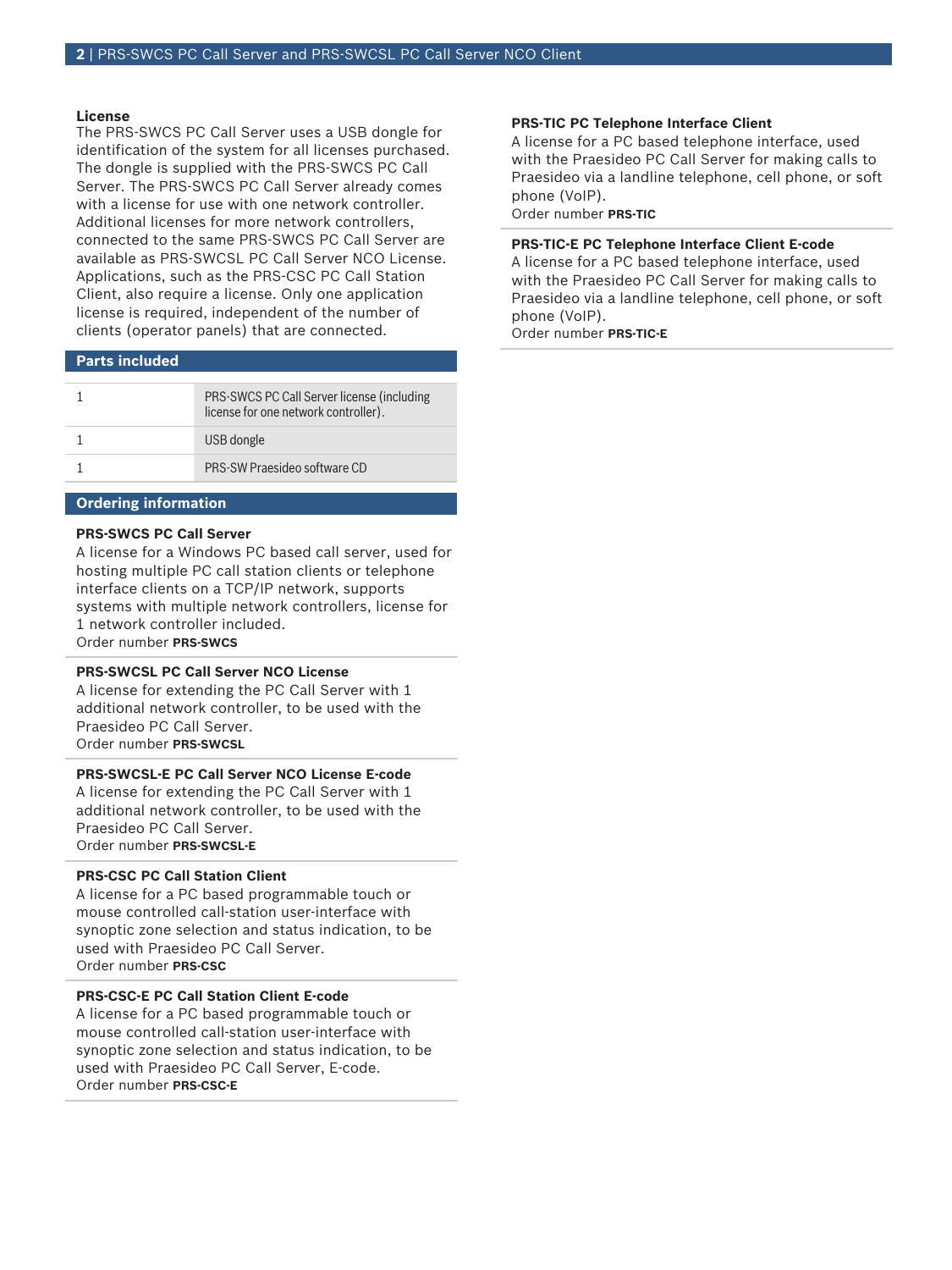### License

The PRS-SWCS PC Call Server uses a USB dongle for identification of the system for all licenses purchased. The dongle is supplied with the PRS-SWCS PC Call Server. The PRS-SWCS PC Call Server already comes with a license for use with one network controller. Additional licenses for more network controllers, connected to the same PRS-SWCS PC Call Server are available as PRS-SWCSL PC Call Server NCO License. Applications, such as the PRS-CSC PC Call Station Client, also require a license. Only one application license is required, independent of the number of clients (operator panels) that are connected.

## Parts included

| | |
|---|---|
| 1 | PRS-SWCS PC Call Server license (including license for one network controller). |
| 1 | USB dongle |
| 1 | PRS-SW Praesideo software CD |

## Ordering information

**PRS-SWCS PC Call Server**
A license for a Windows PC based call server, used for hosting multiple PC call station clients or telephone interface clients on a TCP/IP network, supports systems with multiple network controllers, license for 1 network controller included.
Order number **PRS-SWCS**

**PRS-SWCSL PC Call Server NCO License**
A license for extending the PC Call Server with 1 additional network controller, to be used with the Praesideo PC Call Server.
Order number **PRS-SWCSL**

**PRS-SWCSL-E PC Call Server NCO License E-code**
A license for extending the PC Call Server with 1 additional network controller, to be used with the Praesideo PC Call Server.
Order number **PRS-SWCSL-E**

**PRS-CSC PC Call Station Client**
A license for a PC based programmable touch or mouse controlled call-station user-interface with synoptic zone selection and status indication, to be used with Praesideo PC Call Server.
Order number **PRS-CSC**

**PRS-CSC-E PC Call Station Client E-code**
A license for a PC based programmable touch or mouse controlled call-station user-interface with synoptic zone selection and status indication, to be used with Praesideo PC Call Server, E-code.
Order number **PRS-CSC-E**

**PRS-TIC PC Telephone Interface Client**
A license for a PC based telephone interface, used with the Praesideo PC Call Server for making calls to Praesideo via a landline telephone, cell phone, or soft phone (VoIP).
Order number **PRS-TIC**

**PRS-TIC-E PC Telephone Interface Client E-code**
A license for a PC based telephone interface, used with the Praesideo PC Call Server for making calls to Praesideo via a landline telephone, cell phone, or soft phone (VoIP).
Order number **PRS-TIC-E**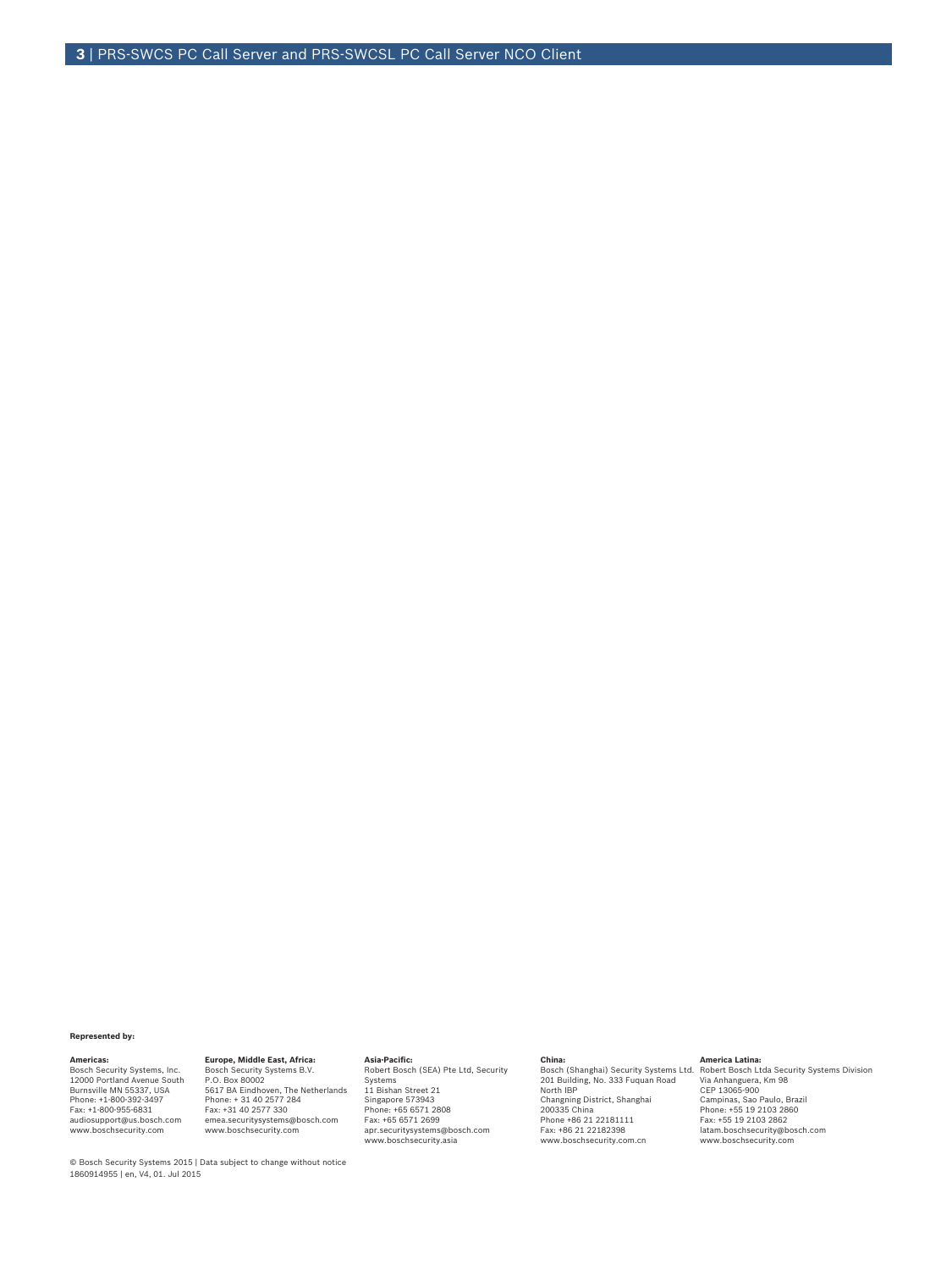**Represented by:**

**Americas:**
Bosch Security Systems, Inc.
12000 Portland Avenue South
Burnsville MN 55337, USA
Phone: +1-800-392-3497
Fax: +1-800-955-6831
audiosupport@us.bosch.com
www.boschsecurity.com

**Europe, Middle East, Africa:**
Bosch Security Systems B.V.
P.O. Box 80002
5617 BA Eindhoven, The Netherlands
Phone: + 31 40 2577 284
Fax: +31 40 2577 330
emea.securitysystems@bosch.com
www.boschsecurity.com

**Asia-Pacific:**
Robert Bosch (SEA) Pte Ltd, Security Systems
11 Bishan Street 21
Singapore 573943
Phone: +65 6571 2808
Fax: +65 6571 2699
apr.securitysystems@bosch.com
www.boschsecurity.asia

**China:**
Bosch (Shanghai) Security Systems Ltd.
201 Building, No. 333 Fuquan Road
North IBP
Changning District, Shanghai
200335 China
Phone +86 21 22181111
Fax: +86 21 22182398
www.boschsecurity.com.cn

**America Latina:**
Robert Bosch Ltda Security Systems Division
Via Anhanguera, Km 98
CEP 13065-900
Campinas, Sao Paulo, Brazil
Phone: +55 19 2103 2860
Fax: +55 19 2103 2862
latam.boschsecurity@bosch.com
www.boschsecurity.com

© Bosch Security Systems 2015 | Data subject to change without notice
1860914955 | en, V4, 01. Jul 2015